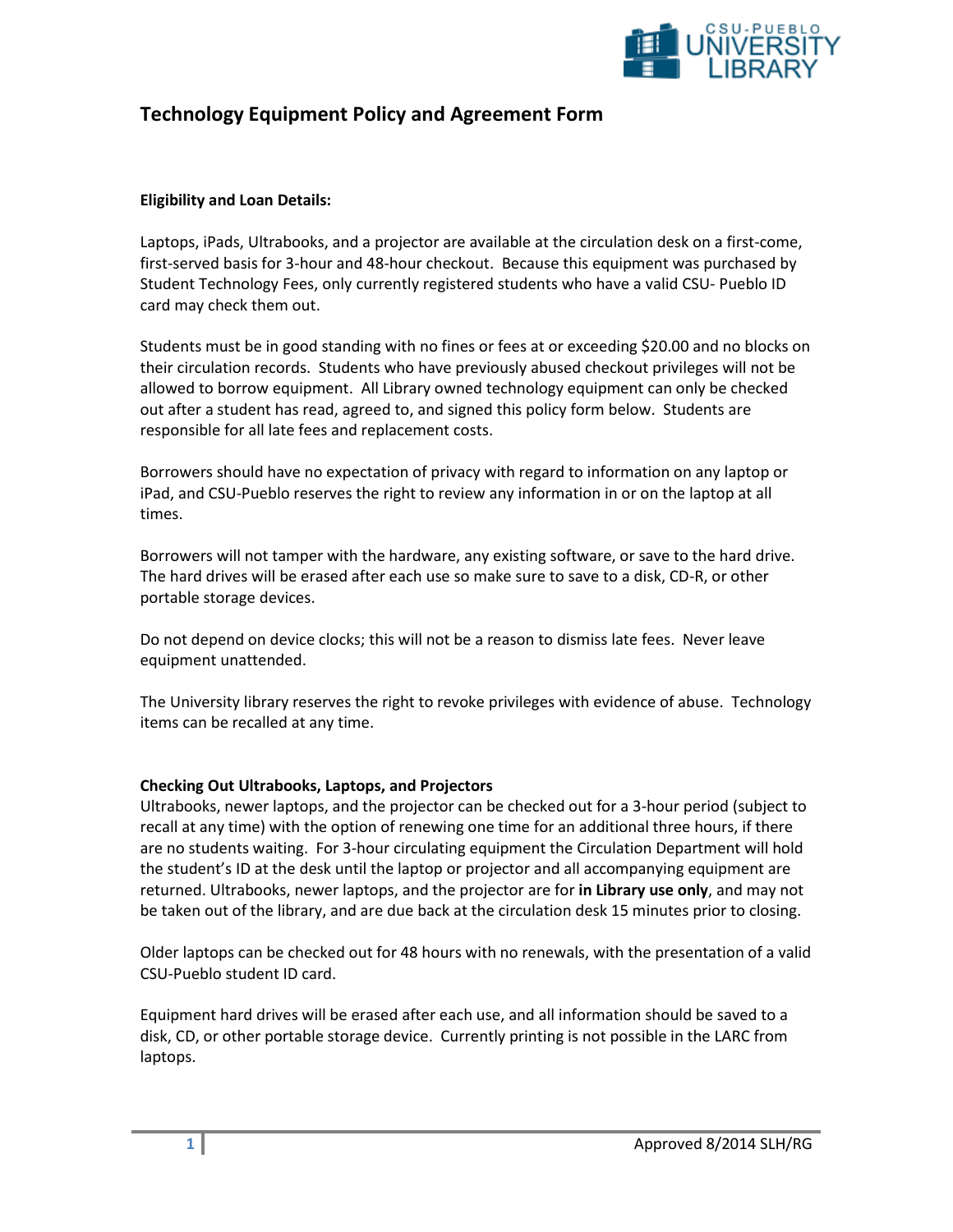# Technology Equipment Policy and Agreement Form

**Eligibility and Loan Details:**

Laptops, iPads, Ultrabooks, and a projector are available at the circulation desk on a first-come, first-served basis for 3-hour and 48-hour checkout. Because this equipment was purchased by Student Technology Fees, only currently registered students who have a valid CSU- Pueblo ID card may check them out.

Students must be in good standing with no fines or fees at or exceeding $20.00 and no blocks on their circulation records. Students who have previously abused checkout privileges will not be allowed to borrow equipment. All Library owned technology equipment can only be checked out after a student has read, agreed to, and signed this policy form below. Students are responsible for all late fees and replacement costs.

Borrowers should have no expectation of privacy with regard to information on any laptop or iPad, and CSU-Pueblo reserves the right to review any information in or on the laptop at all times.

Borrowers will not tamper with the hardware, any existing software, or save to the hard drive. The hard drives will be erased after each use so make sure to save to a disk, CD-R, or other portable storage devices.

Do not depend on device clocks; this will not be a reason to dismiss late fees. Never leave equipment unattended.

The University library reserves the right to revoke privileges with evidence of abuse. Technology items can be recalled at any time.

**Checking Out Ultrabooks, Laptops, and Projectors**

Ultrabooks, newer laptops, and the projector can be checked out for a 3-hour period (subject to recall at any time) with the option of renewing one time for an additional three hours, if there are no students waiting. For 3-hour circulating equipment the Circulation Department will hold the student's ID at the desk until the laptop or projector and all accompanying equipment are returned. Ultrabooks, newer laptops, and the projector are for **in Library use only**, and may not be taken out of the library, and are due back at the circulation desk 15 minutes prior to closing.

Older laptops can be checked out for 48 hours with no renewals, with the presentation of a valid CSU-Pueblo student ID card.

Equipment hard drives will be erased after each use, and all information should be saved to a disk, CD, or other portable storage device. Currently printing is not possible in the LARC from laptops.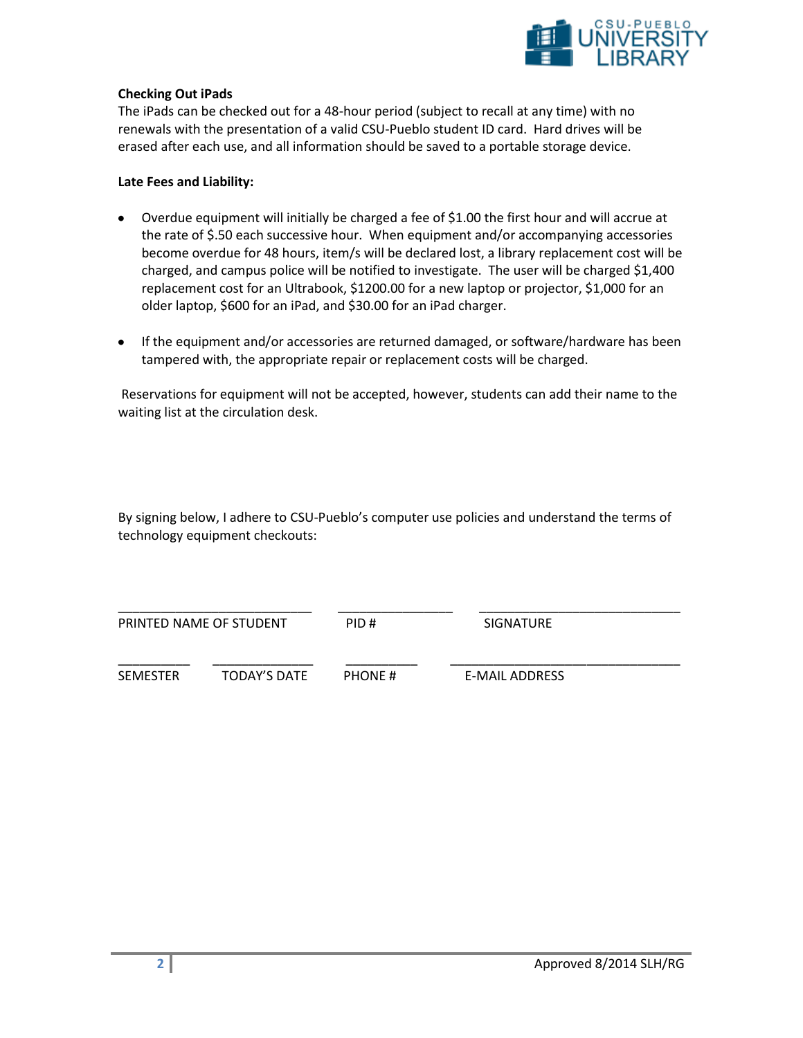**Checking Out iPads**

The iPads can be checked out for a 48-hour period (subject to recall at any time) with no renewals with the presentation of a valid CSU-Pueblo student ID card. Hard drives will be erased after each use, and all information should be saved to a portable storage device.

**Late Fees and Liability:**

- Overdue equipment will initially be charged a fee of $1.00 the first hour and will accrue at the rate of $.50 each successive hour. When equipment and/or accompanying accessories become overdue for 48 hours, item/s will be declared lost, a library replacement cost will be charged, and campus police will be notified to investigate. The user will be charged $1,400 replacement cost for an Ultrabook, $1200.00 for a new laptop or projector, $1,000 for an older laptop, $600 for an iPad, and $30.00 for an iPad charger.

- If the equipment and/or accessories are returned damaged, or software/hardware has been tampered with, the appropriate repair or replacement costs will be charged.

Reservations for equipment will not be accepted, however, students can add their name to the waiting list at the circulation desk.

By signing below, I adhere to CSU-Pueblo's computer use policies and understand the terms of technology equipment checkouts:

___________________________ ________________ ____________________________

PRINTED NAME OF STUDENT PID # SIGNATURE

__________ ______________ __________ ________________________________

SEMESTER TODAY'S DATE PHONE # E-MAIL ADDRESS

Approved 8/2014 SLH/RG